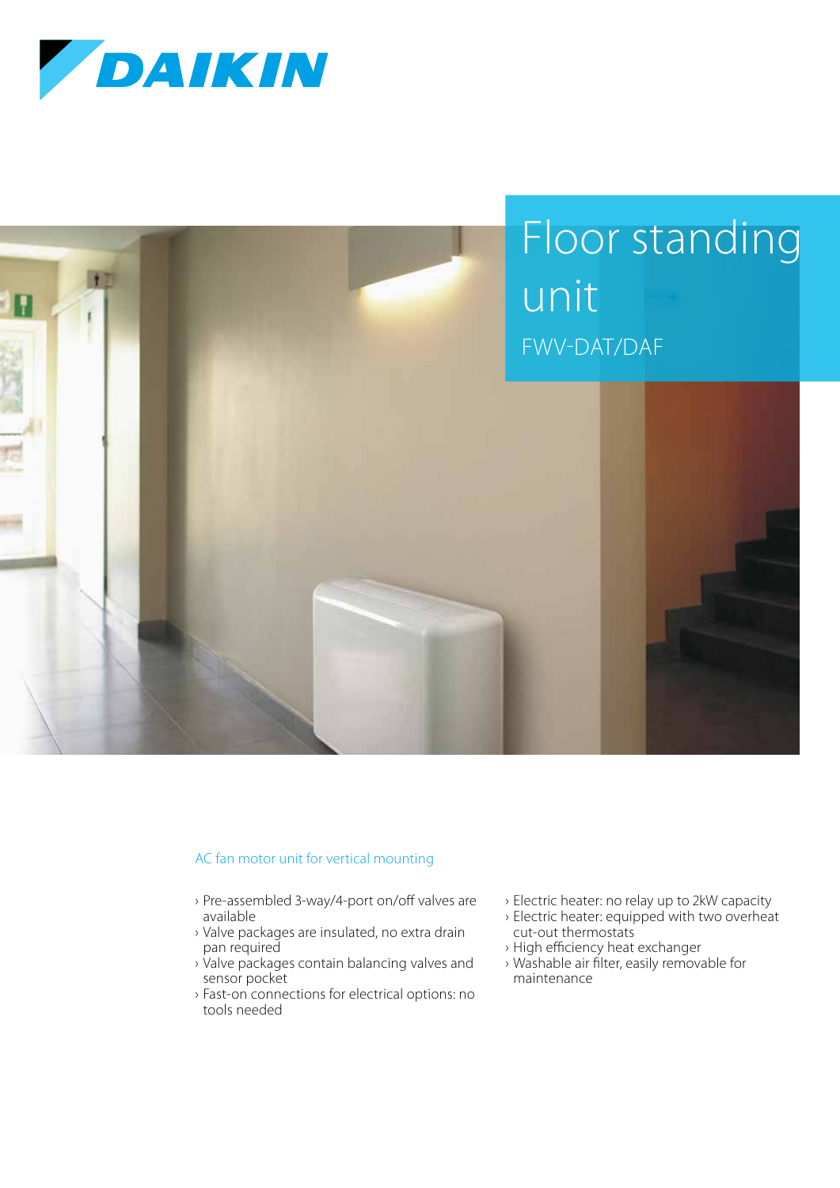DAIKIN

# Floor standing unit

## FWV-DAT/DAF

### AC fan motor unit for vertical mounting

- Pre-assembled 3-way/4-port on/off valves are available
- Valve packages are insulated, no extra drain pan required
- Valve packages contain balancing valves and sensor pocket
- Fast-on connections for electrical options: no tools needed
- Electric heater: no relay up to 2kW capacity
- Electric heater: equipped with two overheat cut-out thermostats
- High efficiency heat exchanger
- Washable air filter, easily removable for maintenance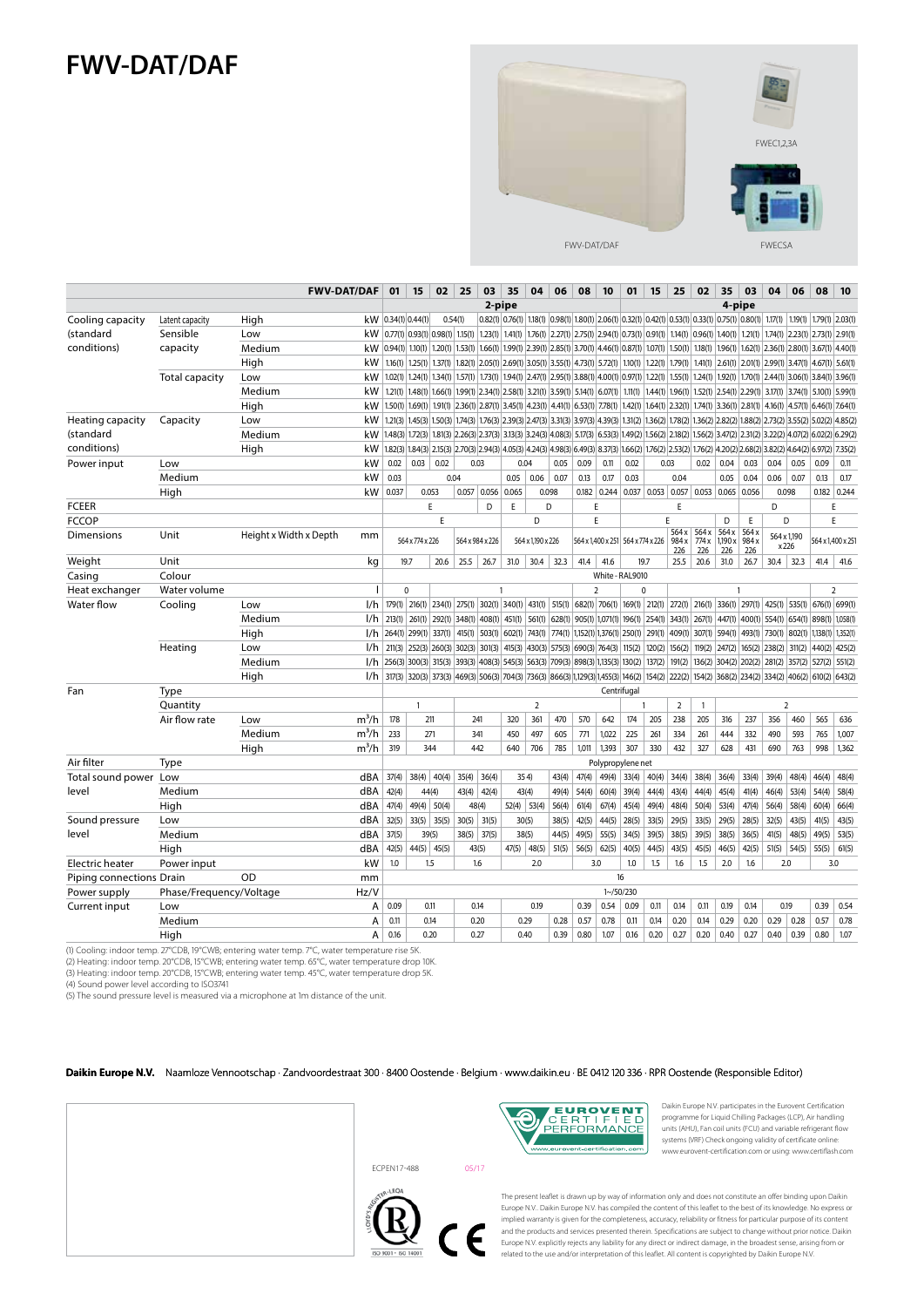# FWV-DAT/DAF

FWV-DAT/DAF

FWEC1,2,3A

FWECSA

| FWV-DAT/DAF | | | | 01 | 15 | 02 | 25 | 03 | 35 | 04 | 06 | 08 | 10 | 01 | 15 | 25 | 02 | 35 | 03 | 04 | 06 | 08 | 10 |
|---|---|---|---|---|---|---|---|---|---|---|---|---|---|---|---|---|---|---|---|---|---|---|---|
| | | | | 2-pipe | | | | | | | | | | 4-pipe | | | | | | | | | |
| Cooling capacity (standard conditions) | Latent capacity | High | kW | 0.34(1) | 0.44(1) | 0.54(1) | | 0.82(1) | 0.76(1) | 1.18(1) | 0.98(1) | 1.80(1) | 2.06(1) | 0.32(1) | 0.42(1) | 0.53(1) | 0.33(1) | 0.75(1) | 0.80(1) | 1.17(1) | 1.19(1) | 1.79(1) | 2.03(1) |
| | Sensible capacity | Low | kW | 0.77(1) | 0.93(1) | 0.98(1) | 1.15(1) | 1.23(1) | 1.41(1) | 1.76(1) | 2.27(1) | 2.75(1) | 2.94(1) | 0.73(1) | 0.91(1) | 1.14(1) | 0.96(1) | 1.40(1) | 1.21(1) | 1.74(1) | 2.23(1) | 2.73(1) | 2.91(1) |
| | | Medium | kW | 0.94(1) | 1.10(1) | 1.20(1) | 1.53(1) | 1.66(1) | 1.99(1) | 2.39(1) | 2.85(1) | 3.70(1) | 4.46(1) | 0.87(1) | 1.07(1) | 1.50(1) | 1.18(1) | 1.96(1) | 1.62(1) | 2.36(1) | 2.80(1) | 3.67(1) | 4.40(1) |
| | | High | kW | 1.16(1) | 1.25(1) | 1.37(1) | 1.82(1) | 2.05(1) | 2.69(1) | 3.05(1) | 3.55(1) | 4.73(1) | 5.72(1) | 1.10(1) | 1.22(1) | 1.79(1) | 1.41(1) | 2.61(1) | 2.01(1) | 2.99(1) | 3.47(1) | 4.67(1) | 5.61(1) |
| | Total capacity | Low | kW | 1.02(1) | 1.24(1) | 1.34(1) | 1.57(1) | 1.73(1) | 1.94(1) | 2.47(1) | 2.95(1) | 3.88(1) | 4.00(1) | 0.97(1) | 1.22(1) | 1.55(1) | 1.24(1) | 1.92(1) | 1.70(1) | 2.44(1) | 3.06(1) | 3.84(1) | 3.96(1) |
| | | Medium | kW | 1.21(1) | 1.48(1) | 1.66(1) | 1.99(1) | 2.34(1) | 2.58(1) | 3.21(1) | 3.59(1) | 5.14(1) | 6.07(1) | 1.11(1) | 1.44(1) | 1.96(1) | 1.52(1) | 2.54(1) | 2.29(1) | 3.17(1) | 3.74(1) | 5.10(1) | 5.99(1) |
| | | High | kW | 1.50(1) | 1.69(1) | 1.91(1) | 2.36(1) | 2.87(1) | 3.45(1) | 4.23(1) | 4.41(1) | 6.53(1) | 7.78(1) | 1.42(1) | 1.64(1) | 2.32(1) | 1.74(1) | 3.36(1) | 2.81(1) | 4.16(1) | 4.57(1) | 6.46(1) | 7.64(1) |
| Heating capacity (standard conditions) | Capacity | Low | kW | 1.21(3) | 1.45(3) | 1.50(3) | 1.74(3) | 1.76(3) | 2.39(3) | 2.47(3) | 3.31(3) | 3.97(3) | 4.39(3) | 1.31(2) | 1.36(2) | 1.78(2) | 1.36(2) | 2.82(2) | 1.88(2) | 2.73(2) | 3.55(2) | 5.02(2) | 4.85(2) |
| | | Medium | kW | 1.48(3) | 1.72(3) | 1.81(3) | 2.26(3) | 2.37(3) | 3.13(3) | 3.24(3) | 4.08(3) | 5.17(3) | 6.53(3) | 1.49(2) | 1.56(2) | 2.18(2) | 1.56(2) | 3.47(2) | 2.31(2) | 3.22(2) | 4.07(2) | 6.02(2) | 6.29(2) |
| | | High | kW | 1.82(3) | 1.84(3) | 2.15(3) | 2.70(3) | 2.94(3) | 4.05(3) | 4.24(3) | 4.98(3) | 6.49(3) | 8.37(3) | 1.66(2) | 1.76(2) | 2.53(2) | 1.76(2) | 4.20(2) | 2.68(2) | 3.82(2) | 4.64(2) | 6.97(2) | 7.35(2) |
| Power input | Low | | kW | 0.02 | 0.03 | 0.02 | 0.03 | | 0.04 | | 0.05 | 0.09 | 0.11 | 0.02 | 0.03 | | 0.02 | 0.04 | 0.03 | 0.04 | 0.05 | 0.09 | 0.11 |
| | Medium | | kW | 0.03 | 0.04 | | | | 0.05 | 0.06 | 0.07 | 0.13 | 0.17 | 0.03 | 0.04 | | | 0.05 | 0.04 | 0.06 | 0.07 | 0.13 | 0.17 |
| | High | | kW | 0.037 | 0.053 | | 0.057 | 0.056 | 0.065 | 0.098 | | 0.182 | 0.244 | 0.037 | 0.053 | 0.057 | 0.053 | 0.065 | 0.056 | 0.098 | | 0.182 | 0.244 |
| FCEER | | | | E | | | | D | E | D | | E | | E | | | | D | | | | E | |
| FCCOP | | | | E | | | | | D | | | E | | E | | | | D | E | D | | E | |
| Dimensions | Unit | Height x Width x Depth | mm | 564 x 774 x 226 | | | 564 x 984 x 226 | | 564 x 1,190 x 226 | | | 564 x 1,400 x 251 | | 564 x 774 x 226 | | 564 x 984 x 226 | 564 x 774 x 226 | 564 x 1,190 x 226 | 564 x 984 x 226 | 564 x 1,190 x 226 | | 564 x 1,400 x 251 | |
| Weight | Unit | | kg | 19.7 | | 20.6 | 25.5 | 26.7 | 31.0 | 30.4 | 32.3 | 41.4 | 41.6 | 19.7 | | 25.5 | 20.6 | 31.0 | 26.7 | 30.4 | 32.3 | 41.4 | 41.6 |
| Casing | Colour | | | White - RAL9010 | | | | | | | | | | | | | | | | | | | |
| Heat exchanger | Water volume | | l | 0 | | 1 | | | | | | 2 | | 0 | | 1 | | | | | | 2 | |
| Water flow | Cooling | Low | l/h | 179(1) | 216(1) | 234(1) | 275(1) | 302(1) | 340(1) | 431(1) | 515(1) | 682(1) | 706(1) | 169(1) | 212(1) | 272(1) | 216(1) | 336(1) | 297(1) | 425(1) | 535(1) | 676(1) | 699(1) |
| | | Medium | l/h | 213(1) | 261(1) | 292(1) | 348(1) | 408(1) | 451(1) | 561(1) | 628(1) | 905(1) | 1,071(1) | 196(1) | 254(1) | 343(1) | 267(1) | 447(1) | 400(1) | 554(1) | 654(1) | 898(1) | 1,058(1) |
| | | High | l/h | 264(1) | 299(1) | 337(1) | 415(1) | 503(1) | 602(1) | 743(1) | 774(1) | 1,152(1) | 1,376(1) | 250(1) | 291(1) | 409(1) | 307(1) | 594(1) | 493(1) | 730(1) | 802(1) | 1,138(1) | 1,352(1) |
| | Heating | Low | l/h | 211(3) | 252(3) | 260(3) | 302(3) | 301(3) | 415(3) | 430(3) | 575(3) | 690(3) | 764(3) | 115(2) | 120(2) | 156(2) | 119(2) | 247(2) | 165(2) | 238(2) | 311(2) | 440(2) | 425(2) |
| | | Medium | l/h | 256(3) | 300(3) | 315(3) | 393(3) | 408(3) | 545(3) | 563(3) | 709(3) | 898(3) | 1,135(3) | 130(2) | 137(2) | 191(2) | 136(2) | 304(2) | 202(2) | 281(2) | 357(2) | 527(2) | 551(2) |
| | | High | l/h | 317(3) | 320(3) | 373(3) | 469(3) | 506(3) | 704(3) | 736(3) | 866(3) | 1,129(3) | 1,455(3) | 146(2) | 154(2) | 222(2) | 154(2) | 368(2) | 234(2) | 334(2) | 406(2) | 610(2) | 643(2) |
| Fan | Type | | | Centrifugal | | | | | | | | | | | | | | | | | | | |
| | Quantity | | | 1 | | | 2 | | | | | | | 1 | | 2 | 1 | 2 | | | | | |
| | Air flow rate | Low | m³/h | 178 | 211 | | 241 | | 320 | 361 | 470 | 570 | 642 | 174 | 205 | 238 | 205 | 316 | 237 | 356 | 460 | 565 | 636 |
| | | Medium | m³/h | 233 | 271 | | 341 | | 450 | 497 | 605 | 771 | 1,022 | 225 | 261 | 334 | 261 | 444 | 332 | 490 | 593 | 765 | 1,007 |
| | | High | m³/h | 319 | 344 | | 442 | | 640 | 706 | 785 | 1,011 | 1,393 | 307 | 330 | 432 | 327 | 628 | 431 | 690 | 763 | 998 | 1,362 |
| Air filter | Type | | | Polypropylene net | | | | | | | | | | | | | | | | | | | |
| Total sound power level | Low | | dBA | 37(4) | 38(4) | 40(4) | 35(4) | 36(4) | 35(4) | | 43(4) | 47(4) | 49(4) | 33(4) | 40(4) | 34(4) | 38(4) | 36(4) | 33(4) | 39(4) | 48(4) | 46(4) | 48(4) |
| | Medium | | dBA | 42(4) | 44(4) | | 43(4) | 42(4) | 43(4) | | 49(4) | 54(4) | 60(4) | 39(4) | 44(4) | 43(4) | 44(4) | 45(4) | 41(4) | 46(4) | 53(4) | 54(4) | 58(4) |
| | High | | dBA | 47(4) | 49(4) | 50(4) | 48(4) | | 52(4) | 53(4) | 56(4) | 61(4) | 67(4) | 45(4) | 49(4) | 48(4) | 50(4) | 53(4) | 47(4) | 56(4) | 58(4) | 60(4) | 66(4) |
| Sound pressure level | Low | | dBA | 32(5) | 33(5) | 35(5) | 30(5) | 31(5) | 30(5) | | 38(5) | 42(5) | 44(5) | 28(5) | 33(5) | 29(5) | 33(5) | 29(5) | 28(5) | 32(5) | 43(5) | 41(5) | 43(5) |
| | Medium | | dBA | 37(5) | 39(5) | | 38(5) | 37(5) | 38(5) | | 44(5) | 49(5) | 55(5) | 34(5) | 39(5) | 38(5) | 39(5) | 38(5) | 36(5) | 41(5) | 48(5) | 49(5) | 53(5) |
| | High | | dBA | 42(5) | 44(5) | 45(5) | 43(5) | | 47(5) | 48(5) | 51(5) | 56(5) | 62(5) | 40(5) | 44(5) | 43(5) | 45(5) | 46(5) | 42(5) | 51(5) | 54(5) | 55(5) | 61(5) |
| Electric heater | Power input | | kW | 1.0 | 1.5 | | 1.6 | | 2.0 | | | 3.0 | | 1.0 | 1.5 | 1.6 | 1.5 | 2.0 | 1.6 | 2.0 | | 3.0 | |
| Piping connections | Drain | OD | mm | 16 | | | | | | | | | | | | | | | | | | | |
| Power supply | Phase/Frequency/Voltage | | Hz/V | 1~/50/230 | | | | | | | | | | | | | | | | | | | |
| Current input | Low | | A | 0.09 | 0.11 | | 0.14 | | 0.19 | | | 0.39 | 0.54 | 0.09 | 0.11 | 0.14 | 0.11 | 0.19 | 0.14 | 0.19 | | 0.39 | 0.54 |
| | Medium | | A | 0.11 | 0.14 | | 0.20 | | 0.29 | | 0.28 | 0.57 | 0.78 | 0.11 | 0.14 | 0.20 | 0.14 | 0.29 | 0.20 | 0.29 | 0.28 | 0.57 | 0.78 |
| | High | | A | 0.16 | 0.20 | | 0.27 | | 0.40 | | 0.39 | 0.80 | 1.07 | 0.16 | 0.20 | 0.27 | 0.20 | 0.40 | 0.27 | 0.40 | 0.39 | 0.80 | 1.07 |

(1) Cooling: indoor temp. 27°CDB, 19°CWB; entering water temp. 7°C, water temperature rise 5K.
(2) Heating: indoor temp. 20°CDB, 15°CWB; entering water temp. 65°C, water temperature drop 10K.
(3) Heating: indoor temp. 20°CDB, 15°CWB; entering water temp. 45°C, water temperature drop 5K.
(4) Sound power level according to ISO3741
(5) The sound pressure level is measured via a microphone at 1m distance of the unit.

**Daikin Europe N.V.** Naamloze Vennootschap · Zandvoordestraat 300 · 8400 Oostende · Belgium · www.daikin.eu · BE 0412 120 336 · RPR Oostende (Responsible Editor)

ECPEN17-488 05/17

EUROVENT CERTIFIED PERFORMANCE www.eurovent-certification.com

Daikin Europe N.V. participates in the Eurovent Certification programme for Liquid Chilling Packages (LCP), Air handling units (AHU), Fan coil units (FCU) and variable refrigerant flow systems (VRF) Check ongoing validity of certificate online: www.eurovent-certification.com or using: www.certiflash.com

LLOYD'S REGISTER LRQA ISO 9001 · ISO 14001

CE

The present leaflet is drawn up by way of information only and does not constitute an offer binding upon Daikin Europe N.V.. Daikin Europe N.V. has compiled the content of this leaflet to the best of its knowledge. No express or implied warranty is given for the completeness, accuracy, reliability or fitness for particular purpose of its content and the products and services presented therein. Specifications are subject to change without prior notice. Daikin Europe N.V. explicitly rejects any liability for any direct or indirect damage, in the broadest sense, arising from or related to the use and/or interpretation of this leaflet. All content is copyrighted by Daikin Europe N.V.